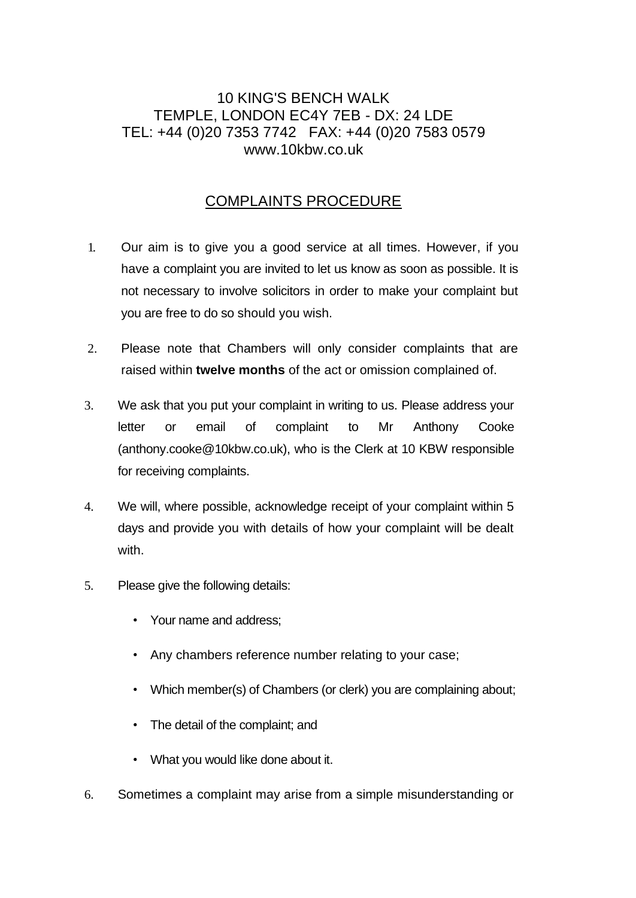10 KING'S BENCH WALK
TEMPLE, LONDON EC4Y 7EB - DX: 24 LDE
TEL: +44 (0)20 7353 7742 FAX: +44 (0)20 7583 0579
www.10kbw.co.uk

# COMPLAINTS PROCEDURE

1. Our aim is to give you a good service at all times. However, if you have a complaint you are invited to let us know as soon as possible. It is not necessary to involve solicitors in order to make your complaint but you are free to do so should you wish.

2. Please note that Chambers will only consider complaints that are raised within **twelve months** of the act or omission complained of.

3. We ask that you put your complaint in writing to us. Please address your letter or email of complaint to Mr Anthony Cooke (anthony.cooke@10kbw.co.uk), who is the Clerk at 10 KBW responsible for receiving complaints.

4. We will, where possible, acknowledge receipt of your complaint within 5 days and provide you with details of how your complaint will be dealt with.

5. Please give the following details:

   - Your name and address;
   - Any chambers reference number relating to your case;
   - Which member(s) of Chambers (or clerk) you are complaining about;
   - The detail of the complaint; and
   - What you would like done about it.

6. Sometimes a complaint may arise from a simple misunderstanding or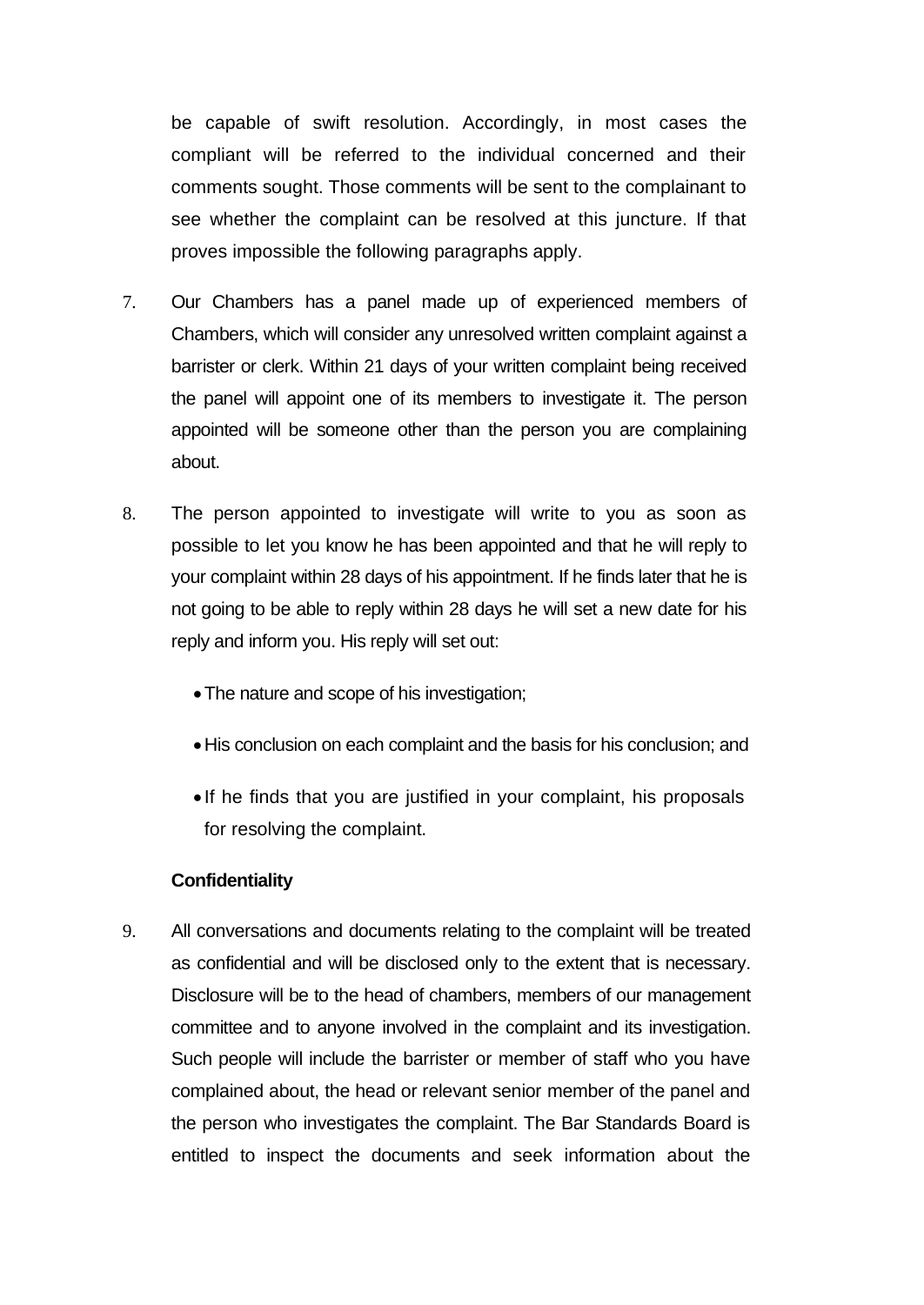be capable of swift resolution. Accordingly, in most cases the compliant will be referred to the individual concerned and their comments sought. Those comments will be sent to the complainant to see whether the complaint can be resolved at this juncture. If that proves impossible the following paragraphs apply.

7. Our Chambers has a panel made up of experienced members of Chambers, which will consider any unresolved written complaint against a barrister or clerk. Within 21 days of your written complaint being received the panel will appoint one of its members to investigate it. The person appointed will be someone other than the person you are complaining about.

8. The person appointed to investigate will write to you as soon as possible to let you know he has been appointed and that he will reply to your complaint within 28 days of his appointment. If he finds later that he is not going to be able to reply within 28 days he will set a new date for his reply and inform you. His reply will set out:

   - The nature and scope of his investigation;
   - His conclusion on each complaint and the basis for his conclusion; and
   - If he finds that you are justified in your complaint, his proposals for resolving the complaint.

**Confidentiality**

9. All conversations and documents relating to the complaint will be treated as confidential and will be disclosed only to the extent that is necessary. Disclosure will be to the head of chambers, members of our management committee and to anyone involved in the complaint and its investigation. Such people will include the barrister or member of staff who you have complained about, the head or relevant senior member of the panel and the person who investigates the complaint. The Bar Standards Board is entitled to inspect the documents and seek information about the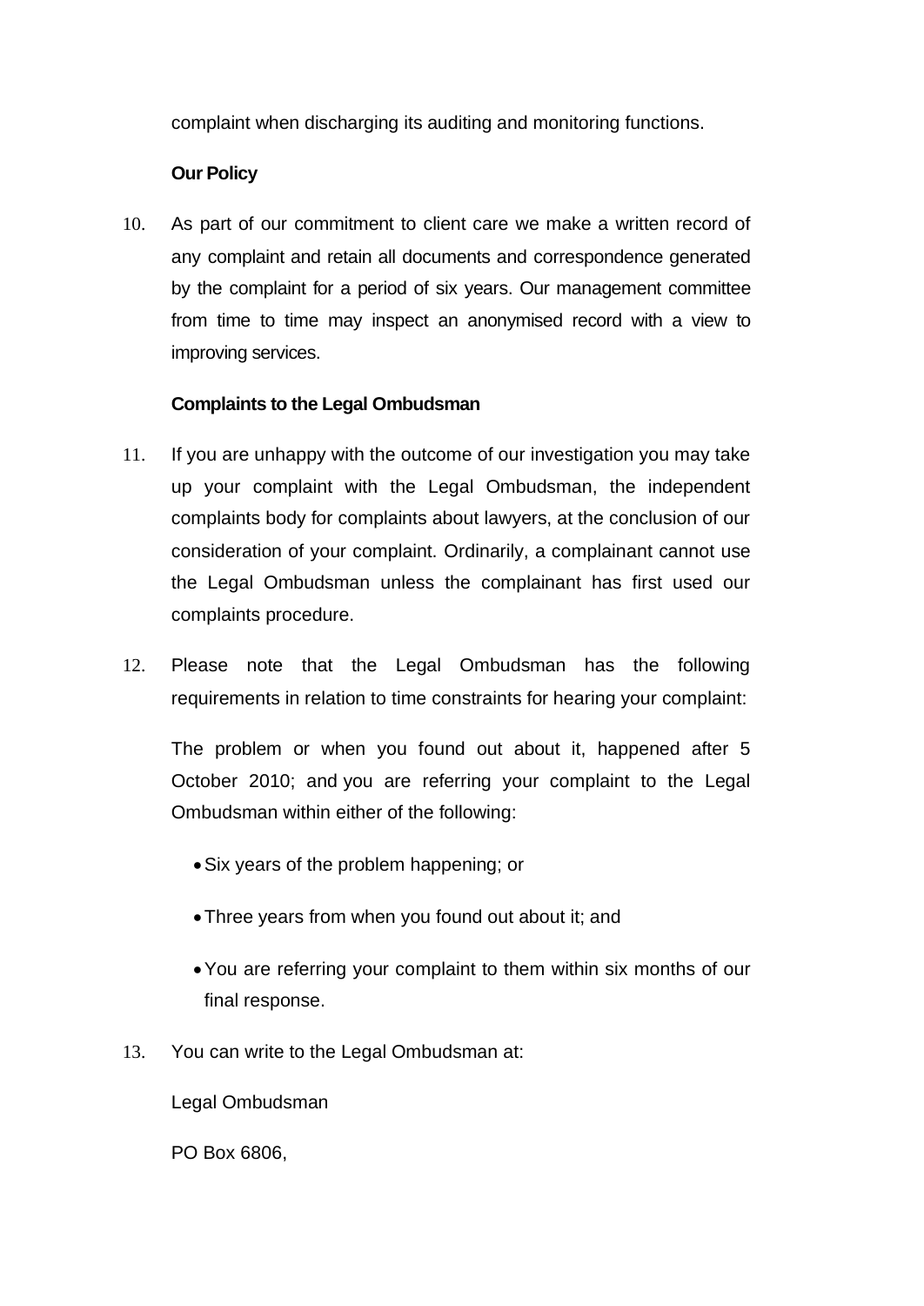complaint when discharging its auditing and monitoring functions.

**Our Policy**

10. As part of our commitment to client care we make a written record of any complaint and retain all documents and correspondence generated by the complaint for a period of six years. Our management committee from time to time may inspect an anonymised record with a view to improving services.

**Complaints to the Legal Ombudsman**

11. If you are unhappy with the outcome of our investigation you may take up your complaint with the Legal Ombudsman, the independent complaints body for complaints about lawyers, at the conclusion of our consideration of your complaint. Ordinarily, a complainant cannot use the Legal Ombudsman unless the complainant has first used our complaints procedure.

12. Please note that the Legal Ombudsman has the following requirements in relation to time constraints for hearing your complaint:

    The problem or when you found out about it, happened after 5 October 2010; and you are referring your complaint to the Legal Ombudsman within either of the following:

    - Six years of the problem happening; or
    - Three years from when you found out about it; and
    - You are referring your complaint to them within six months of our final response.

13. You can write to the Legal Ombudsman at:

    Legal Ombudsman

    PO Box 6806,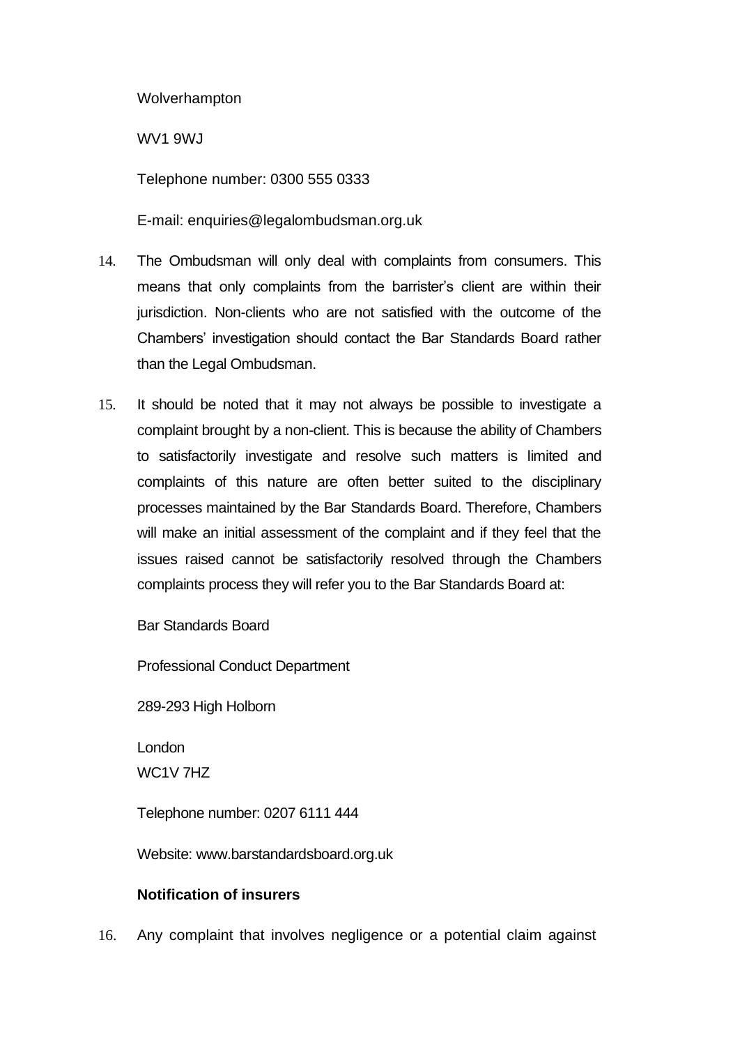Wolverhampton

WV1 9WJ

Telephone number: 0300 555 0333

E-mail: enquiries@legalombudsman.org.uk

14. The Ombudsman will only deal with complaints from consumers. This means that only complaints from the barrister's client are within their jurisdiction. Non-clients who are not satisfied with the outcome of the Chambers' investigation should contact the Bar Standards Board rather than the Legal Ombudsman.

15. It should be noted that it may not always be possible to investigate a complaint brought by a non-client. This is because the ability of Chambers to satisfactorily investigate and resolve such matters is limited and complaints of this nature are often better suited to the disciplinary processes maintained by the Bar Standards Board. Therefore, Chambers will make an initial assessment of the complaint and if they feel that the issues raised cannot be satisfactorily resolved through the Chambers complaints process they will refer you to the Bar Standards Board at:

Bar Standards Board

Professional Conduct Department

289-293 High Holborn

London
WC1V 7HZ

Telephone number: 0207 6111 444

Website: www.barstandardsboard.org.uk

**Notification of insurers**

16. Any complaint that involves negligence or a potential claim against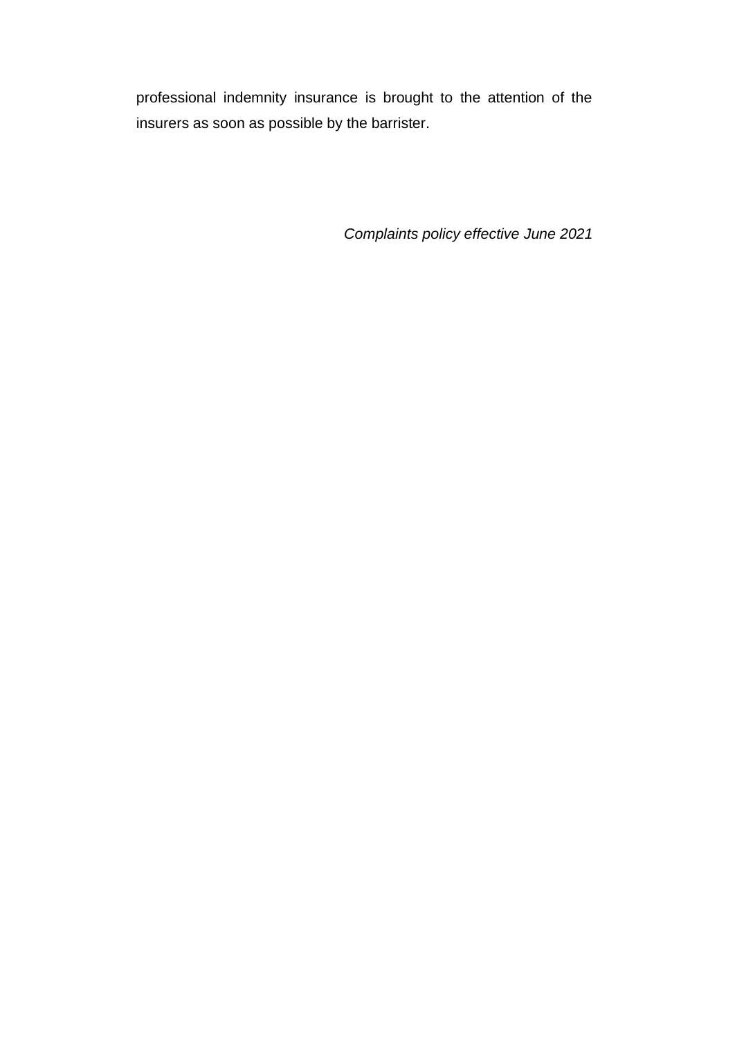professional indemnity insurance is brought to the attention of the insurers as soon as possible by the barrister.

*Complaints policy effective June 2021*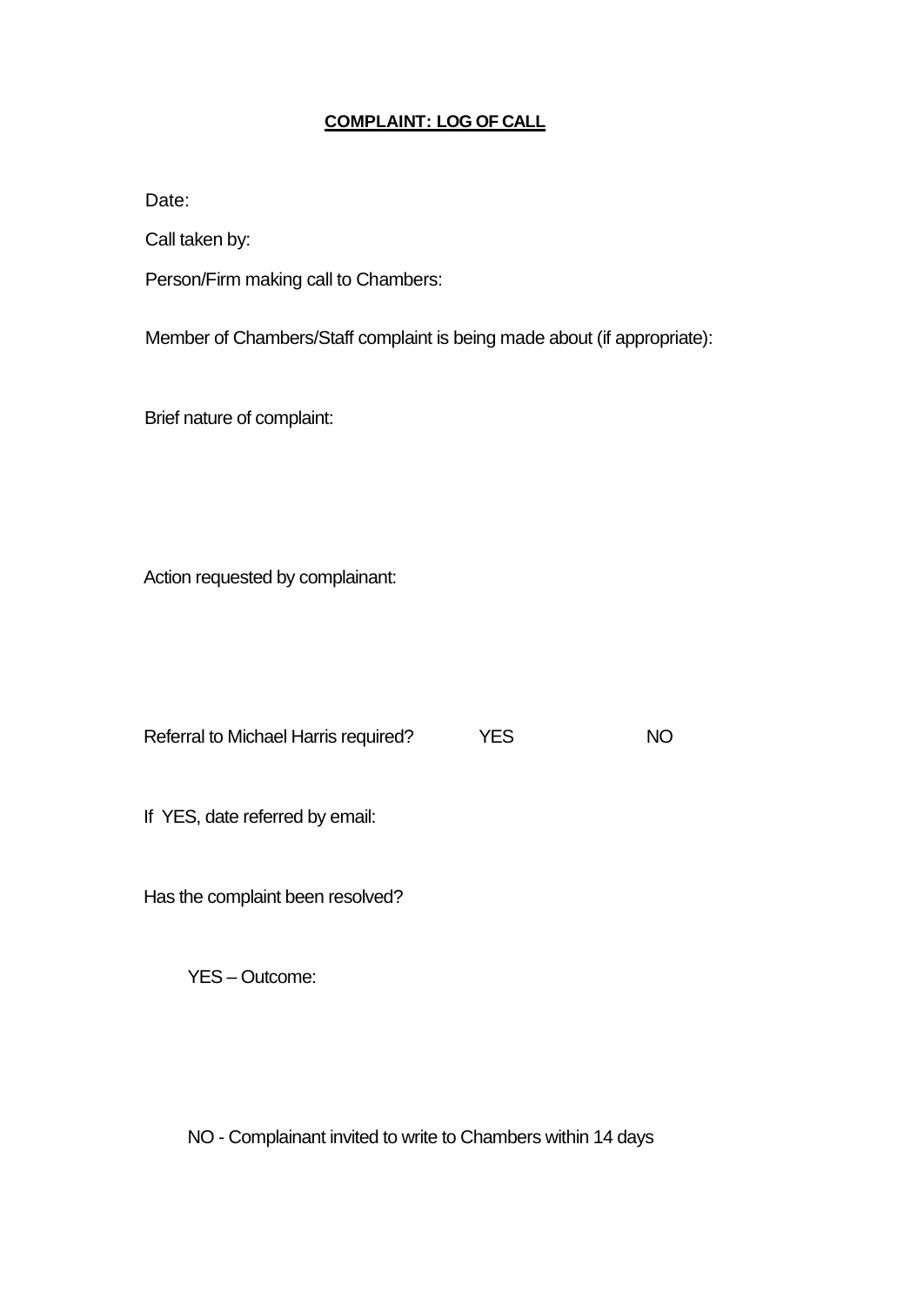**COMPLAINT: LOG OF CALL**

Date:

Call taken by:

Person/Firm making call to Chambers:

Member of Chambers/Staff complaint is being made about (if appropriate):

Brief nature of complaint:

Action requested by complainant:

Referral to Michael Harris required? YES NO

If YES, date referred by email:

Has the complaint been resolved?

YES – Outcome:

NO - Complainant invited to write to Chambers within 14 days